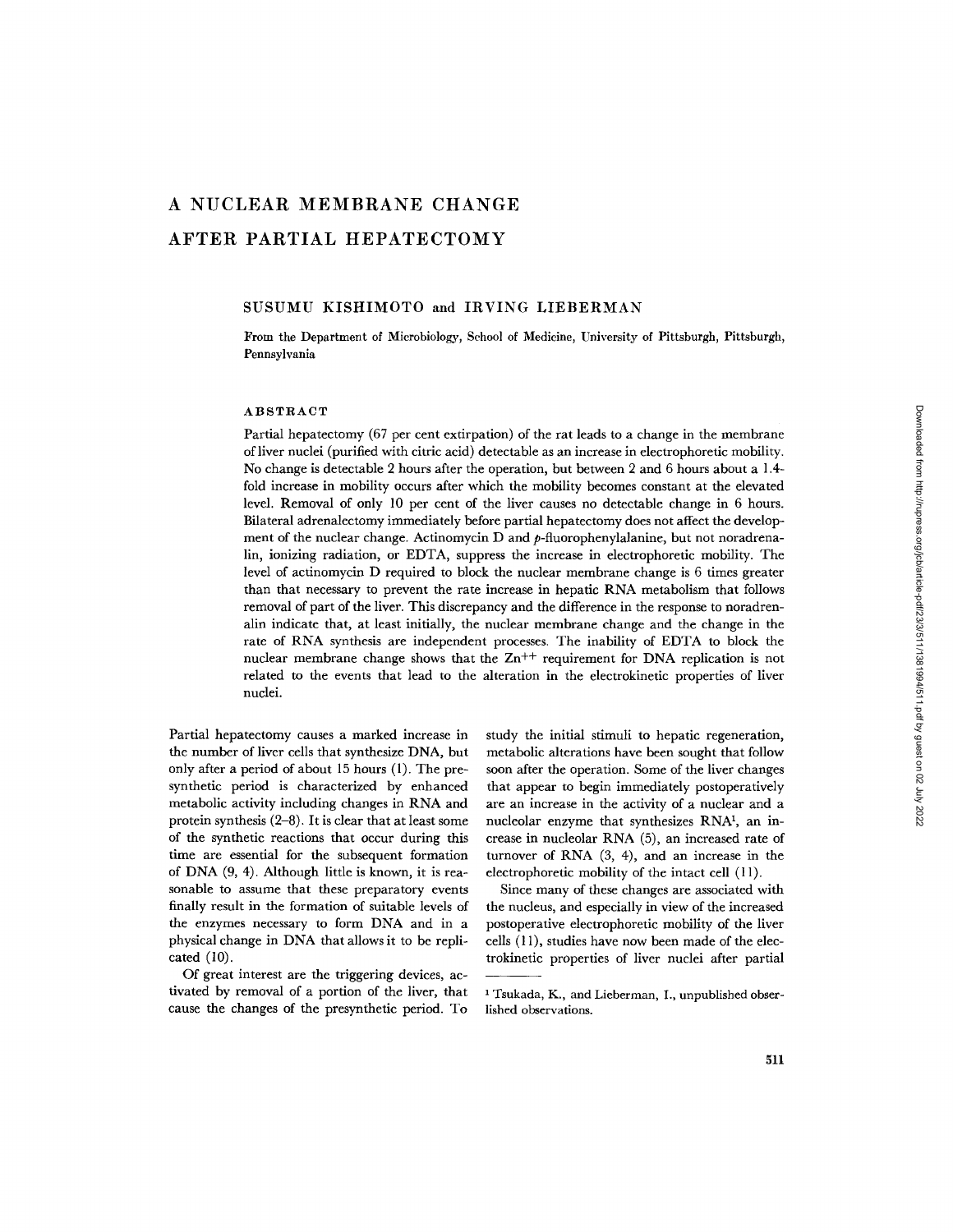# A NUCLEAR MEMBRANE CHANGE AFTER PARTIAL HEPATECTOMY

SUSUMU KISHIMOTO and IRVING LIEBERMAN

From the Department of Microbiology, School of Medicine, University of Pittsburgh, Pittsburgh, Pennsylvania

## ABSTRACT

Partial hepatectomy (67 per cent extirpation) of the rat leads to a change in the membrane of liver nuclei (purified with citric acid) detectable as an increase in electrophoretic mobility. No change is detectable 2 hours after the operation, but between 2 and 6 hours about a 1.4-fold increase in mobility occurs after which the mobility becomes constant at the elevated level. Removal of only 10 per cent of the liver causes no detectable change in 6 hours. Bilateral adrenalectomy immediately before partial hepatectomy does not affect the development of the nuclear change. Actinomycin D and *p*-fluorophenylalanine, but not noradrenalin, ionizing radiation, or EDTA, suppress the increase in electrophoretic mobility. The level of actinomycin D required to block the nuclear membrane change is 6 times greater than that necessary to prevent the rate increase in hepatic RNA metabolism that follows removal of part of the liver. This discrepancy and the difference in the response to noradrenalin indicate that, at least initially, the nuclear membrane change and the change in the rate of RNA synthesis are independent processes. The inability of EDTA to block the nuclear membrane change shows that the $Zn^{++}$ requirement for DNA replication is not related to the events that lead to the alteration in the electrokinetic properties of liver nuclei.

Partial hepatectomy causes a marked increase in the number of liver cells that synthesize DNA, but only after a period of about 15 hours (1). The presynthetic period is characterized by enhanced metabolic activity including changes in RNA and protein synthesis (2–8). It is clear that at least some of the synthetic reactions that occur during this time are essential for the subsequent formation of DNA (9, 4). Although little is known, it is reasonable to assume that these preparatory events finally result in the formation of suitable levels of the enzymes necessary to form DNA and in a physical change in DNA that allows it to be replicated (10).

Of great interest are the triggering devices, activated by removal of a portion of the liver, that cause the changes of the presynthetic period. To study the initial stimuli to hepatic regeneration, metabolic alterations have been sought that follow soon after the operation. Some of the liver changes that appear to begin immediately postoperatively are an increase in the activity of a nuclear and a nucleolar enzyme that synthesizes RNA[1], an increase in nucleolar RNA (5), an increased rate of turnover of RNA (3, 4), and an increase in the electrophoretic mobility of the intact cell (11).

Since many of these changes are associated with the nucleus, and especially in view of the increased postoperative electrophoretic mobility of the liver cells (11), studies have now been made of the electrokinetic properties of liver nuclei after partial

[1] Tsukada, K., and Lieberman, I., unpublished observations.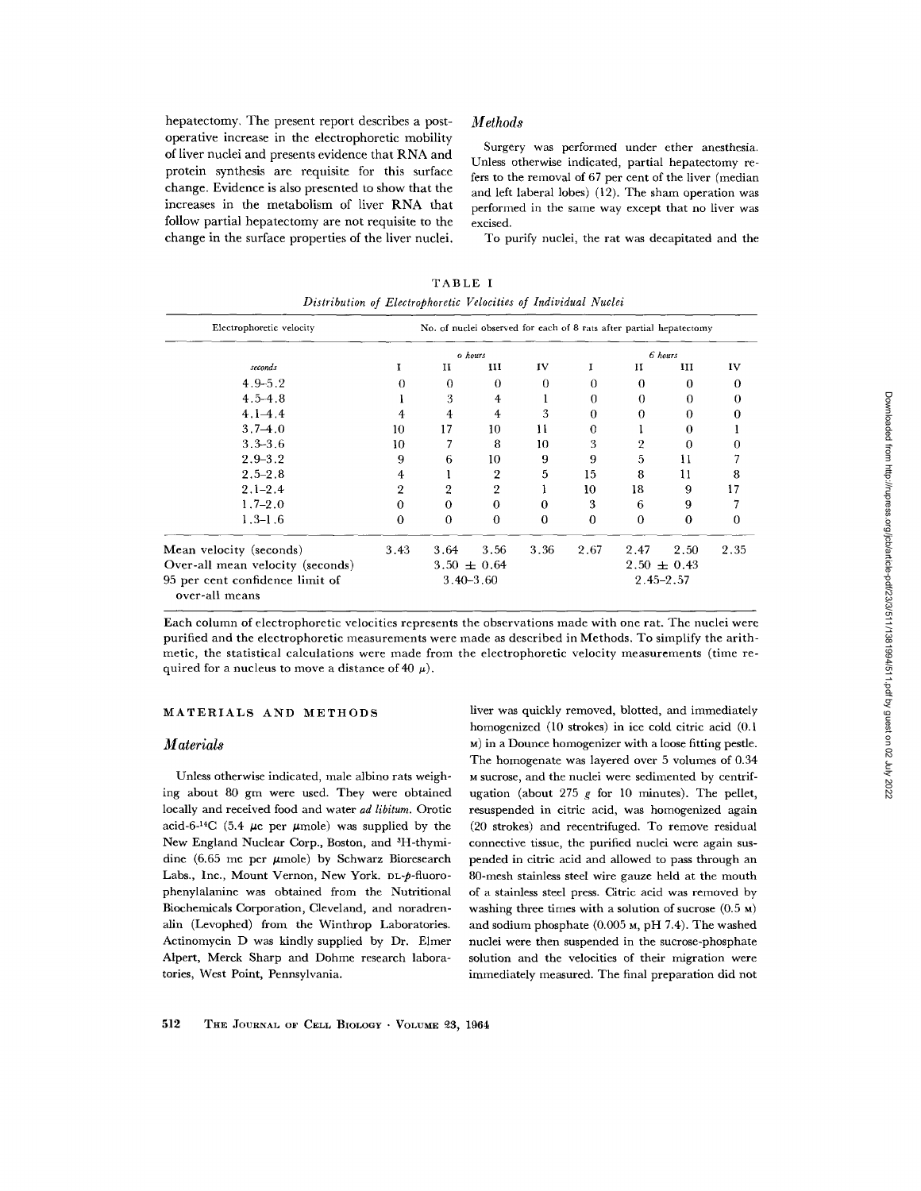hepatectomy. The present report describes a postoperative increase in the electrophoretic mobility of liver nuclei and presents evidence that RNA and protein synthesis are requisite for this surface change. Evidence is also presented to show that the increases in the metabolism of liver RNA that follow partial hepatectomy are not requisite to the change in the surface properties of the liver nuclei.

TABLE I

*Distribution of Electrophoretic Velocities of Individual Nuclei*

| Electrophoretic velocity | No. of nuclei observed for each of 8 rats after partial hepatectomy | | | | | | | |
|---|---|---|---|---|---|---|---|---|
| | *0 hours* | | | | *6 hours* | | | |
| *seconds* | I | II | III | IV | I | II | III | IV |
| 4.9–5.2 | 0 | 0 | 0 | 0 | 0 | 0 | 0 | 0 |
| 4.5–4.8 | 1 | 3 | 4 | 1 | 0 | 0 | 0 | 0 |
| 4.1–4.4 | 4 | 4 | 4 | 3 | 0 | 0 | 0 | 0 |
| 3.7–4.0 | 10 | 17 | 10 | 11 | 0 | 1 | 0 | 1 |
| 3.3–3.6 | 10 | 7 | 8 | 10 | 3 | 2 | 0 | 0 |
| 2.9–3.2 | 9 | 6 | 10 | 9 | 9 | 5 | 11 | 7 |
| 2.5–2.8 | 4 | 1 | 2 | 5 | 15 | 8 | 11 | 8 |
| 2.1–2.4 | 2 | 2 | 2 | 1 | 10 | 18 | 9 | 17 |
| 1.7–2.0 | 0 | 0 | 0 | 0 | 3 | 6 | 9 | 7 |
| 1.3–1.6 | 0 | 0 | 0 | 0 | 0 | 0 | 0 | 0 |
| Mean velocity (seconds) | 3.43 | 3.64 | 3.56 | 3.36 | 2.67 | 2.47 | 2.50 | 2.35 |
| Over-all mean velocity (seconds) | $3.50 \pm 0.64$ | | | | $2.50 \pm 0.43$ | | | |
| 95 per cent confidence limit of over-all means | 3.40–3.60 | | | | 2.45–2.57 | | | |

Each column of electrophoretic velocities represents the observations made with one rat. The nuclei were purified and the electrophoretic measurements were made as described in Methods. To simplify the arithmetic, the statistical calculations were made from the electrophoretic velocity measurements (time required for a nucleus to move a distance of 40 $\mu$).

## MATERIALS AND METHODS

### *Materials*

Unless otherwise indicated, male albino rats weighing about 80 gm were used. They were obtained locally and received food and water *ad libitum*. Orotic acid-6-$^{14}C$ (5.4 $\mu$c per $\mu$mole) was supplied by the New England Nuclear Corp., Boston, and $^{3}H$-thymidine (6.65 mc per $\mu$mole) by Schwarz Bioresearch Labs., Inc., Mount Vernon, New York. DL-*p*-fluorophenylalanine was obtained from the Nutritional Biochemicals Corporation, Cleveland, and noradrenalin (Levophed) from the Winthrop Laboratories. Actinomycin D was kindly supplied by Dr. Elmer Alpert, Merck Sharp and Dohme research laboratories, West Point, Pennsylvania.

### *Methods*

Surgery was performed under ether anesthesia. Unless otherwise indicated, partial hepatectomy refers to the removal of 67 per cent of the liver (median and left laberal lobes) (12). The sham operation was performed in the same way except that no liver was excised.

To purify nuclei, the rat was decapitated and the liver was quickly removed, blotted, and immediately homogenized (10 strokes) in ice cold citric acid (0.1 M) in a Dounce homogenizer with a loose fitting pestle. The homogenate was layered over 5 volumes of 0.34 M sucrose, and the nuclei were sedimented by centrifugation (about 275 *g* for 10 minutes). The pellet, resuspended in citric acid, was homogenized again (20 strokes) and recentrifuged. To remove residual connective tissue, the purified nuclei were again suspended in citric acid and allowed to pass through an 80-mesh stainless steel wire gauze held at the mouth of a stainless steel press. Citric acid was removed by washing three times with a solution of sucrose (0.5 M) and sodium phosphate (0.005 M, pH 7.4). The washed nuclei were then suspended in the sucrose-phosphate solution and the velocities of their migration were immediately measured. The final preparation did not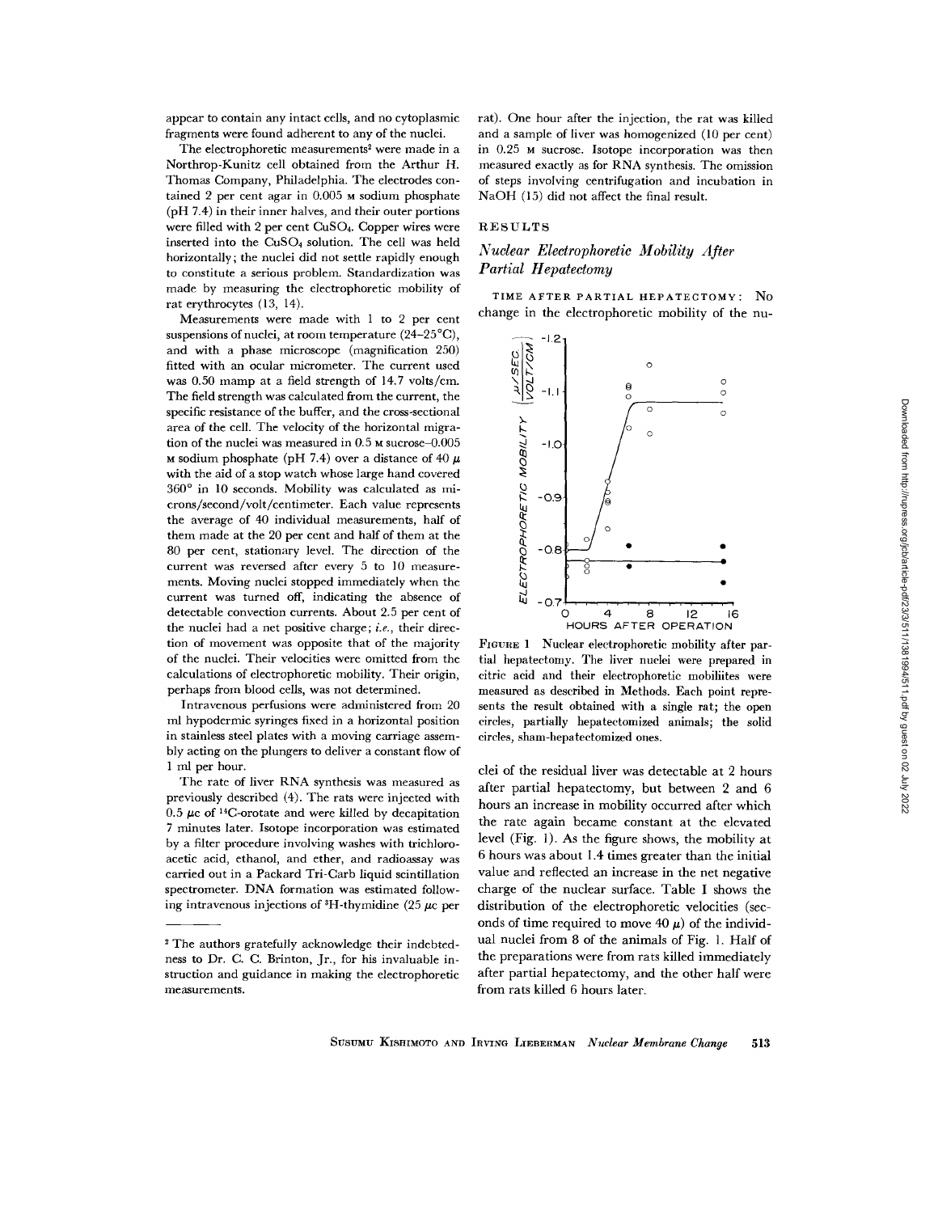appear to contain any intact cells, and no cytoplasmic fragments were found adherent to any of the nuclei.

The electrophoretic measurements[2] were made in a Northrop-Kunitz cell obtained from the Arthur H. Thomas Company, Philadelphia. The electrodes contained 2 per cent agar in 0.005 M sodium phosphate (pH 7.4) in their inner halves, and their outer portions were filled with 2 per cent $CuSO_4$. Copper wires were inserted into the $CuSO_4$ solution. The cell was held horizontally; the nuclei did not settle rapidly enough to constitute a serious problem. Standardization was made by measuring the electrophoretic mobility of rat erythrocytes (13, 14).

Measurements were made with 1 to 2 per cent suspensions of nuclei, at room temperature (24–25°C), and with a phase microscope (magnification 250) fitted with an ocular micrometer. The current used was 0.50 mamp at a field strength of 14.7 volts/cm. The field strength was calculated from the current, the specific resistance of the buffer, and the cross-sectional area of the cell. The velocity of the horizontal migration of the nuclei was measured in 0.5 M sucrose–0.005 M sodium phosphate (pH 7.4) over a distance of 40 $\mu$ with the aid of a stop watch whose large hand covered 360° in 10 seconds. Mobility was calculated as microns/second/volt/centimeter. Each value represents the average of 40 individual measurements, half of them made at the 20 per cent and half of them at the 80 per cent, stationary level. The direction of the current was reversed after every 5 to 10 measurements. Moving nuclei stopped immediately when the current was turned off, indicating the absence of detectable convection currents. About 2.5 per cent of the nuclei had a net positive charge; *i.e.*, their direction of movement was opposite that of the majority of the nuclei. Their velocities were omitted from the calculations of electrophoretic mobility. Their origin, perhaps from blood cells, was not determined.

Intravenous perfusions were administered from 20 ml hypodermic syringes fixed in a horizontal position in stainless steel plates with a moving carriage assembly acting on the plungers to deliver a constant flow of 1 ml per hour.

The rate of liver RNA synthesis was measured as previously described (4). The rats were injected with 0.5 $\mu c$ of $^{14}C$-orotate and were killed by decapitation 7 minutes later. Isotope incorporation was estimated by a filter procedure involving washes with trichloroacetic acid, ethanol, and ether, and radioassay was carried out in a Packard Tri-Carb liquid scintillation spectrometer. DNA formation was estimated following intravenous injections of $^{3}H$-thymidine (25 $\mu c$ per rat). One hour after the injection, the rat was killed and a sample of liver was homogenized (10 per cent) in 0.25 M sucrose. Isotope incorporation was then measured exactly as for RNA synthesis. The omission of steps involving centrifugation and incubation in NaOH (15) did not affect the final result.

[2] The authors gratefully acknowledge their indebtedness to Dr. C. C. Brinton, Jr., for his invaluable instruction and guidance in making the electrophoretic measurements.

## RESULTS

### *Nuclear Electrophoretic Mobility After Partial Hepatectomy*

TIME AFTER PARTIAL HEPATECTOMY: No change in the electrophoretic mobility of the nuclei of the residual liver was detectable at 2 hours after partial hepatectomy, but between 2 and 6 hours an increase in mobility occurred after which the rate again became constant at the elevated level (Fig. 1). As the figure shows, the mobility at 6 hours was about 1.4 times greater than the initial value and reflected an increase in the net negative charge of the nuclear surface. Table I shows the distribution of the electrophoretic velocities (seconds of time required to move 40 $\mu$) of the individual nuclei from 8 of the animals of Fig. 1. Half of the preparations were from rats killed immediately after partial hepatectomy, and the other half were from rats killed 6 hours later.

FIGURE 1 Nuclear electrophoretic mobility after partial hepatectomy. The liver nuclei were prepared in citric acid and their electrophoretic mobiliites were measured as described in Methods. Each point represents the result obtained with a single rat; the open circles, partially hepatectomized animals; the solid circles, sham-hepatectomized ones.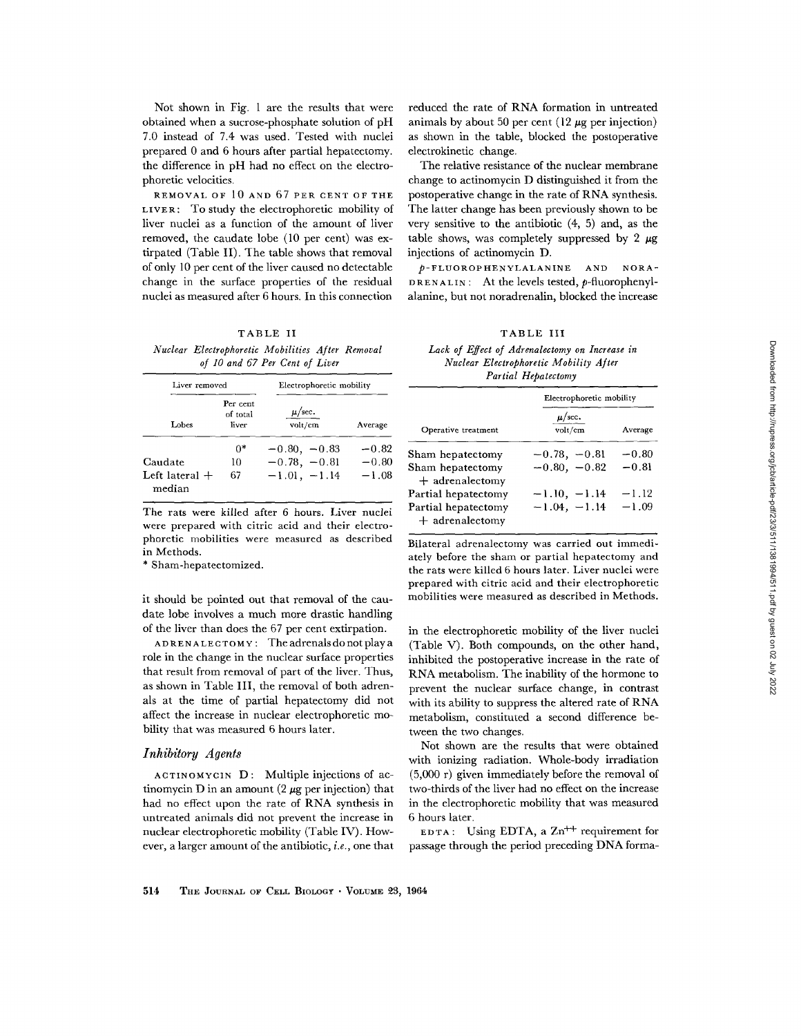Not shown in Fig. 1 are the results that were obtained when a sucrose-phosphate solution of pH 7.0 instead of 7.4 was used. Tested with nuclei prepared 0 and 6 hours after partial hepatectomy. the difference in pH had no effect on the electrophoretic velocities.

**REMOVAL OF 10 AND 67 PER CENT OF THE LIVER:** To study the electrophoretic mobility of liver nuclei as a function of the amount of liver removed, the caudate lobe (10 per cent) was extirpated (Table II). The table shows that removal of only 10 per cent of the liver caused no detectable change in the surface properties of the residual nuclei as measured after 6 hours. In this connection it should be pointed out that removal of the caudate lobe involves a much more drastic handling of the liver than does the 67 per cent extirpation.

TABLE II

*Nuclear Electrophoretic Mobilities After Removal of 10 and 67 Per Cent of Liver*

| Liver removed | | Electrophoretic mobility | |
|---|---|---|---|
| Lobes | Per cent of total liver | $\mu$/sec. / volt/cm | Average |
| | 0* | −0.80, −0.83 | −0.82 |
| Caudate | 10 | −0.78, −0.81 | −0.80 |
| Left lateral + median | 67 | −1.01, −1.14 | −1.08 |

The rats were killed after 6 hours. Liver nuclei were prepared with citric acid and their electrophoretic mobilities were measured as described in Methods.

\* Sham-hepatectomized.

**ADRENALECTOMY:** The adrenals do not play a role in the change in the nuclear surface properties that result from removal of part of the liver. Thus, as shown in Table III, the removal of both adrenals at the time of partial hepatectomy did not affect the increase in nuclear electrophoretic mobility that was measured 6 hours later.

## *Inhibitory Agents*

**ACTINOMYCIN D:** Multiple injections of actinomycin D in an amount (2 $\mu$g per injection) that had no effect upon the rate of RNA synthesis in untreated animals did not prevent the increase in nuclear electrophoretic mobility (Table IV). However, a larger amount of the antibiotic, *i.e.*, one that reduced the rate of RNA formation in untreated animals by about 50 per cent (12 $\mu$g per injection) as shown in the table, blocked the postoperative electrokinetic change.

The relative resistance of the nuclear membrane change to actinomycin D distinguished it from the postoperative change in the rate of RNA synthesis. The latter change has been previously shown to be very sensitive to the antibiotic (4, 5) and, as the table shows, was completely suppressed by 2 $\mu$g injections of actinomycin D.

***p*-FLUOROPHENYLALANINE AND NORADRENALIN:** At the levels tested, *p*-fluorophenylalanine, but not noradrenalin, blocked the increase in the electrophoretic mobility of the liver nuclei (Table V). Both compounds, on the other hand, inhibited the postoperative increase in the rate of RNA metabolism. The inability of the hormone to prevent the nuclear surface change, in contrast with its ability to suppress the altered rate of RNA metabolism, constituted a second difference between the two changes.

TABLE III

*Lack of Effect of Adrenalectomy on Increase in Nuclear Electrophoretic Mobility After Partial Hepatectomy*

| Operative treatment | Electrophoretic mobility | |
|---|---|---|
| | $\mu$/sec. / volt/cm | Average |
| Sham hepatectomy | −0.78, −0.81 | −0.80 |
| Sham hepatectomy + adrenalectomy | −0.80, −0.82 | −0.81 |
| Partial hepatectomy | −1.10, −1.14 | −1.12 |
| Partial hepatectomy + adrenalectomy | −1.04, −1.14 | −1.09 |

Bilateral adrenalectomy was carried out immediately before the sham or partial hepatectomy and the rats were killed 6 hours later. Liver nuclei were prepared with citric acid and their electrophoretic mobilities were measured as described in Methods.

Not shown are the results that were obtained with ionizing radiation. Whole-body irradiation (5,000 r) given immediately before the removal of two-thirds of the liver had no effect on the increase in the electrophoretic mobility that was measured 6 hours later.

**EDTA:** Using EDTA, a $Zn^{++}$ requirement for passage through the period preceding DNA forma-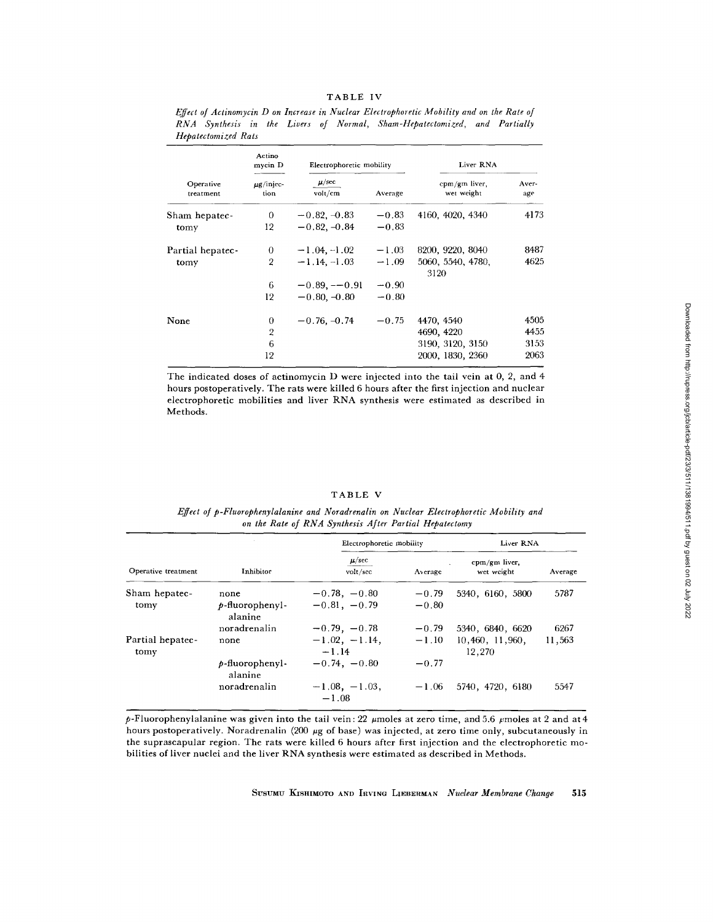TABLE IV

*Effect of Actinomycin D on Increase in Nuclear Electrophoretic Mobility and on the Rate of RNA Synthesis in the Livers of Normal, Sham-Hepatectomized, and Partially Hepatectomized Rats*

| Operative treatment | Actinomycin D | Electrophoretic mobility | | Liver RNA | |
|---|---|---|---|---|---|
| | μg/injection | $\frac{\mu/sec}{volt/cm}$ | Average | cpm/gm liver, wet weight | Average |
| Sham hepatectomy | 0 | −0.82, −0.83 | −0.83 | 4160, 4020, 4340 | 4173 |
| | 12 | −0.82, −0.84 | −0.83 | | |
| Partial hepatectomy | 0 | −1.04, −1.02 | −1.03 | 8200, 9220, 8040 | 8487 |
| | 2 | −1.14, −1.03 | −1.09 | 5060, 5540, 4780, 3120 | 4625 |
| | 6 | −0.89, −−0.91 | −0.90 | | |
| | 12 | −0.80, −0.80 | −0.80 | | |
| None | 0 | −0.76, −0.74 | −0.75 | 4470, 4540 | 4505 |
| | 2 | | | 4690, 4220 | 4455 |
| | 6 | | | 3190, 3120, 3150 | 3153 |
| | 12 | | | 2000, 1830, 2360 | 2063 |

The indicated doses of actinomycin D were injected into the tail vein at 0, 2, and 4 hours postoperatively. The rats were killed 6 hours after the first injection and nuclear electrophoretic mobilities and liver RNA synthesis were estimated as described in Methods.

TABLE V

*Effect of p-Fluorophenylalanine and Noradrenalin on Nuclear Electrophoretic Mobility and on the Rate of RNA Synthesis After Partial Hepatectomy*

| Operative treatment | Inhibitor | Electrophoretic mobility | | Liver RNA | |
|---|---|---|---|---|---|
| | | $\frac{\mu/sec}{volt/sec}$ | Average | cpm/gm liver, wet weight | Average |
| Sham hepatectomy | none | −0.78, −0.80 | −0.79 | 5340, 6160, 5800 | 5787 |
| | *p*-fluorophenylalanine | −0.81, −0.79 | −0.80 | | |
| | noradrenalin | −0.79, −0.78 | −0.79 | 5340, 6840, 6620 | 6267 |
| Partial hepatectomy | none | −1.02, −1.14, −1.14 | −1.10 | 10,460, 11,960, 12,270 | 11,563 |
| | *p*-fluorophenylalanine | −0.74, −0.80 | −0.77 | | |
| | noradrenalin | −1.08, −1.03, −1.08 | −1.06 | 5740, 4720, 6180 | 5547 |

*p*-Fluorophenylalanine was given into the tail vein: 22 μmoles at zero time, and 5.6 μmoles at 2 and at 4 hours postoperatively. Noradrenalin (200 μg of base) was injected, at zero time only, subcutaneously in the suprascapular region. The rats were killed 6 hours after first injection and the electrophoretic mobilities of liver nuclei and the liver RNA synthesis were estimated as described in Methods.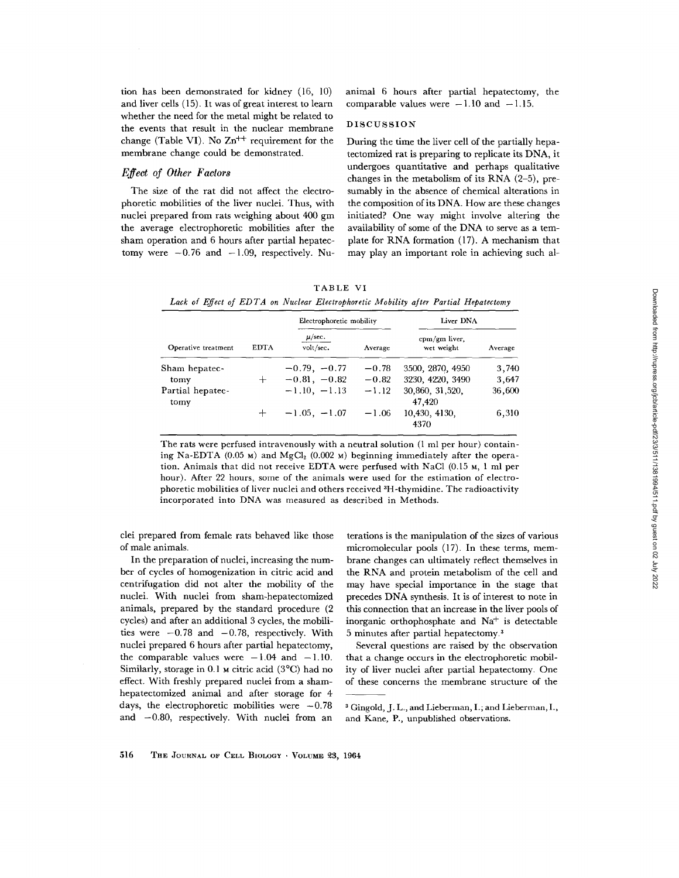tion has been demonstrated for kidney (16, 10) and liver cells (15). It was of great interest to learn whether the need for the metal might be related to the events that result in the nuclear membrane change (Table VI). No $Zn^{++}$ requirement for the membrane change could be demonstrated.

### *Effect of Other Factors*

The size of the rat did not affect the electrophoretic mobilities of the liver nuclei. Thus, with nuclei prepared from rats weighing about 400 gm the average electrophoretic mobilities after the sham operation and 6 hours after partial hepatectomy were −0.76 and −1.09, respectively. Nuclei prepared from female rats behaved like those of male animals.

In the preparation of nuclei, increasing the number of cycles of homogenization in citric acid and centrifugation did not alter the mobility of the nuclei. With nuclei from sham-hepatectomized animals, prepared by the standard procedure (2 cycles) and after an additional 3 cycles, the mobilities were −0.78 and −0.78, respectively. With nuclei prepared 6 hours after partial hepatectomy, the comparable values were −1.04 and −1.10. Similarly, storage in 0.1 M citric acid (3°C) had no effect. With freshly prepared nuclei from a sham-hepatectomized animal and after storage for 4 days, the electrophoretic mobilities were −0.78 and −0.80, respectively. With nuclei from an animal 6 hours after partial hepatectomy, the comparable values were −1.10 and −1.15.

## DISCUSSION

During the time the liver cell of the partially hepatectomized rat is preparing to replicate its DNA, it undergoes quantitative and perhaps qualitative changes in the metabolism of its RNA (2–5), presumably in the absence of chemical alterations in the composition of its DNA. How are these changes initiated? One way might involve altering the availability of some of the DNA to serve as a template for RNA formation (17). A mechanism that may play an important role in achieving such alterations is the manipulation of the sizes of various micromolecular pools (17). In these terms, membrane changes can ultimately reflect themselves in the RNA and protein metabolism of the cell and may have special importance in the stage that precedes DNA synthesis. It is of interest to note in this connection that an increase in the liver pools of inorganic orthophosphate and $Na^+$ is detectable 5 minutes after partial hepatectomy.[3]

Several questions are raised by the observation that a change occurs in the electrophoretic mobility of liver nuclei after partial hepatectomy. One of these concerns the membrane structure of the

TABLE VI

*Lack of Effect of EDTA on Nuclear Electrophoretic Mobility after Partial Hepatectomy*

| | | Electrophoretic mobility | | Liver DNA | |
|---|---|---|---|---|---|
| Operative treatment | EDTA | μ/sec. / volt/sec. | Average | cpm/gm liver, wet weight | Average |
| Sham hepatectomy | | −0.79, −0.77 | −0.78 | 3500, 2870, 4950 | 3,740 |
| | + | −0.81, −0.82 | −0.82 | 3230, 4220, 3490 | 3,647 |
| Partial hepatectomy | | −1.10, −1.13 | −1.12 | 30,860, 31,520, 47,420 | 36,600 |
| | + | −1.05, −1.07 | −1.06 | 10,430, 4130, 4370 | 6,310 |

The rats were perfused intravenously with a neutral solution (1 ml per hour) containing Na-EDTA (0.05 M) and $MgCl_2$ (0.002 M) beginning immediately after the operation. Animals that did not receive EDTA were perfused with NaCl (0.15 M, 1 ml per hour). After 22 hours, some of the animals were used for the estimation of electrophoretic mobilities of liver nuclei and others received $^3H$-thymidine. The radioactivity incorporated into DNA was measured as described in Methods.

[3] Gingold, J. L., and Lieberman, I.; and Lieberman, I., and Kane, P., unpublished observations.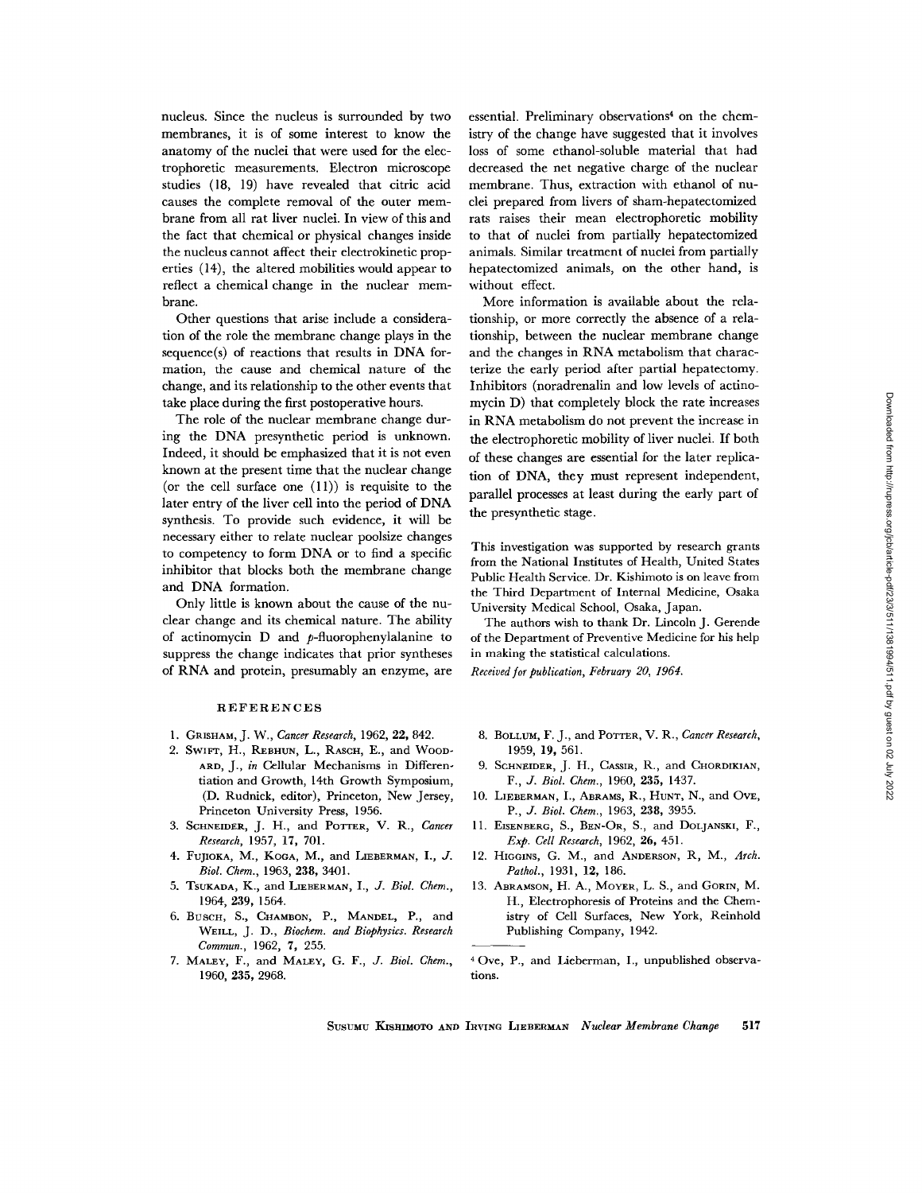nucleus. Since the nucleus is surrounded by two membranes, it is of some interest to know the anatomy of the nuclei that were used for the electrophoretic measurements. Electron microscope studies (18, 19) have revealed that citric acid causes the complete removal of the outer membrane from all rat liver nuclei. In view of this and the fact that chemical or physical changes inside the nucleus cannot affect their electrokinetic properties (14), the altered mobilities would appear to reflect a chemical change in the nuclear membrane.

Other questions that arise include a consideration of the role the membrane change plays in the sequence(s) of reactions that results in DNA formation, the cause and chemical nature of the change, and its relationship to the other events that take place during the first postoperative hours.

The role of the nuclear membrane change during the DNA presynthetic period is unknown. Indeed, it should be emphasized that it is not even known at the present time that the nuclear change (or the cell surface one (11)) is requisite to the later entry of the liver cell into the period of DNA synthesis. To provide such evidence, it will be necessary either to relate nuclear poolsize changes to competency to form DNA or to find a specific inhibitor that blocks both the membrane change and DNA formation.

Only little is known about the cause of the nuclear change and its chemical nature. The ability of actinomycin D and *p*-fluorophenylalanine to suppress the change indicates that prior syntheses of RNA and protein, presumably an enzyme, are essential. Preliminary observations[4] on the chemistry of the change have suggested that it involves loss of some ethanol-soluble material that had decreased the net negative charge of the nuclear membrane. Thus, extraction with ethanol of nuclei prepared from livers of sham-hepatectomized rats raises their mean electrophoretic mobility to that of nuclei from partially hepatectomized animals. Similar treatment of nuclei from partially hepatectomized animals, on the other hand, is without effect.

More information is available about the relationship, or more correctly the absence of a relationship, between the nuclear membrane change and the changes in RNA metabolism that characterize the early period after partial hepatectomy. Inhibitors (noradrenalin and low levels of actinomycin D) that completely block the rate increases in RNA metabolism do not prevent the increase in the electrophoretic mobility of liver nuclei. If both of these changes are essential for the later replication of DNA, they must represent independent, parallel processes at least during the early part of the presynthetic stage.

This investigation was supported by research grants from the National Institutes of Health, United States Public Health Service. Dr. Kishimoto is on leave from the Third Department of Internal Medicine, Osaka University Medical School, Osaka, Japan.

The authors wish to thank Dr. Lincoln J. Gerende of the Department of Preventive Medicine for his help in making the statistical calculations.

*Received for publication, February 20, 1964.*

[4] Ove, P., and Lieberman, I., unpublished observations.

## REFERENCES

1. Grisham, J. W., *Cancer Research*, 1962, **22,** 842.
2. Swift, H., Rebhun, L., Rasch, E., and Woodard, J., *in* Cellular Mechanisms in Differentiation and Growth, 14th Growth Symposium, (D. Rudnick, editor), Princeton, New Jersey, Princeton University Press, 1956.
3. Schneider, J. H., and Potter, V. R., *Cancer Research*, 1957, **17,** 701.
4. Fujioka, M., Koga, M., and Lieberman, I., *J. Biol. Chem.*, 1963, **238,** 3401.
5. Tsukada, K., and Lieberman, I., *J. Biol. Chem.*, 1964, **239,** 1564.
6. Busch, S., Chambon, P., Mandel, P., and Weill, J. D., *Biochem. and Biophysics. Research Commun.*, 1962, **7,** 255.
7. Maley, F., and Maley, G. F., *J. Biol. Chem.*, 1960, **235,** 2968.
8. Bollum, F. J., and Potter, V. R., *Cancer Research*, 1959, **19,** 561.
9. Schneider, J. H., Cassir, R., and Chordikian, F., *J. Biol. Chem.*, 1960, **235,** 1437.
10. Lieberman, I., Abrams, R., Hunt, N., and Ove, P., *J. Biol. Chem.*, 1963, **238,** 3955.
11. Eisenberg, S., Ben-Or, S., and Doljanski, F., *Exp. Cell Research*, 1962, **26,** 451.
12. Higgins, G. M., and Anderson, R, M., *Arch. Pathol.*, 1931, **12,** 186.
13. Abramson, H. A., Moyer, L. S., and Gorin, M. H., Electrophoresis of Proteins and the Chemistry of Cell Surfaces, New York, Reinhold Publishing Company, 1942.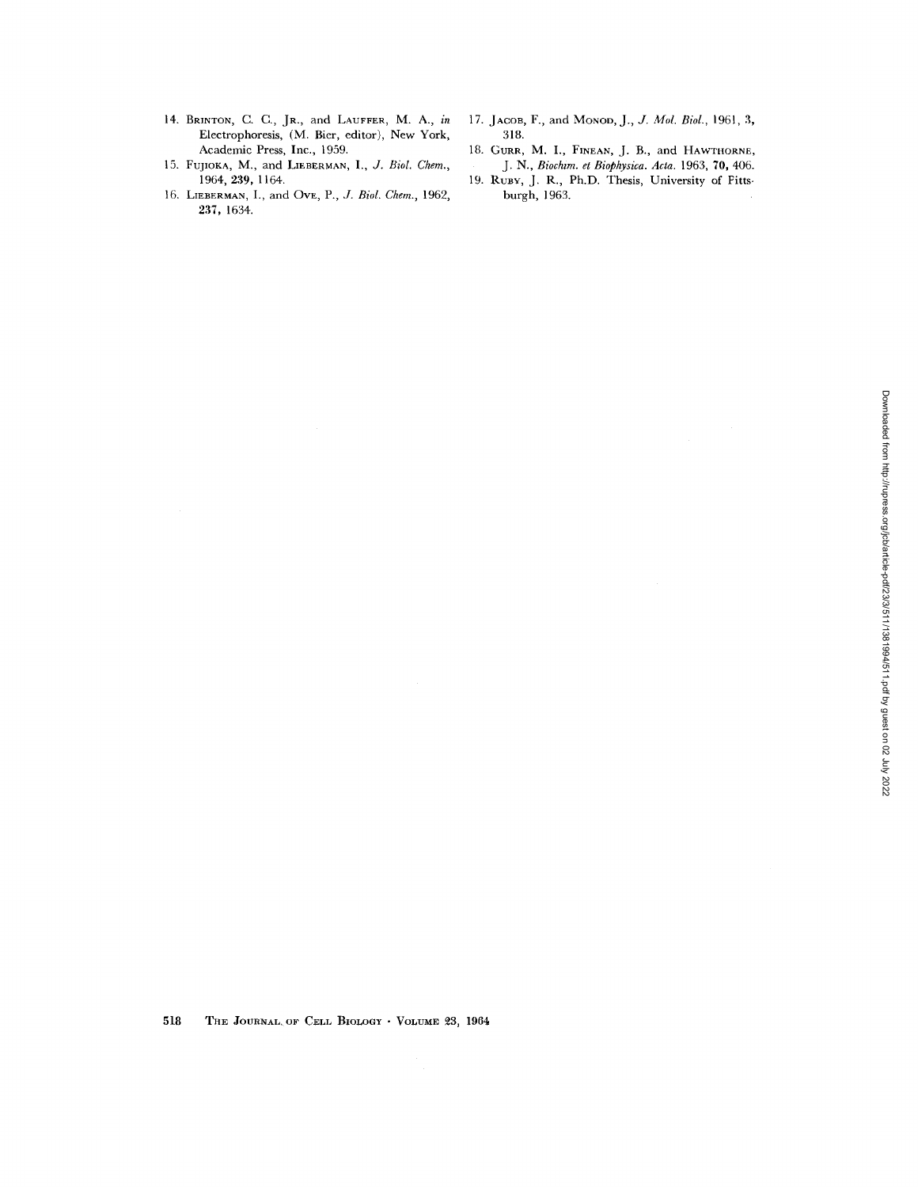14. BRINTON, C. C., JR., and LAUFFER, M. A., *in* Electrophoresis, (M. Bier, editor), New York, Academic Press, Inc., 1959.
15. FUJIOKA, M., and LIEBERMAN, I., *J. Biol. Chem.*, 1964, **239**, 1164.
16. LIEBERMAN, I., and OVE, P., *J. Biol. Chem.*, 1962, **237**, 1634.
17. JACOB, F., and MONOD, J., *J. Mol. Biol.*, 1961, **3**, 318.
18. GURR, M. I., FINEAN, J. B., and HAWTHORNE, J. N., *Biochim. et Biophysica. Acta.* 1963, **70**, 406.
19. RUBY, J. R., Ph.D. Thesis, University of Pittsburgh, 1963.